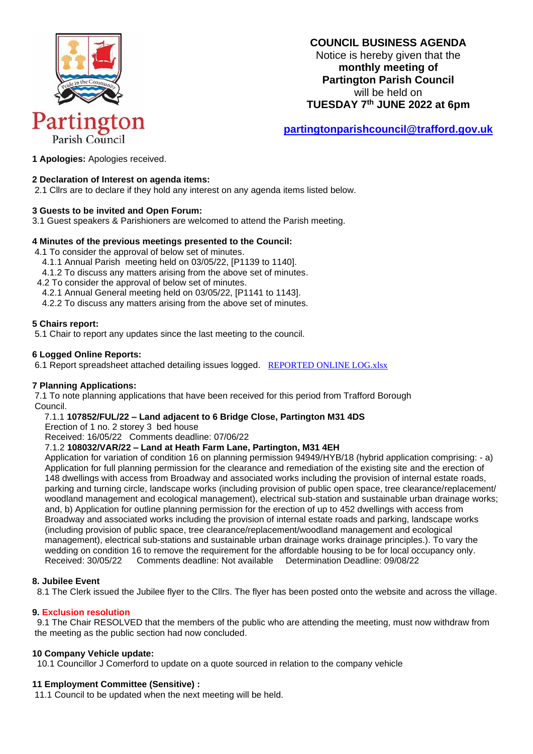Partington Parish Council

**COUNCIL BUSINESS AGENDA**
Notice is hereby given that the
**monthly meeting of**
**Partington Parish Council**
will be held on
**TUESDAY 7th JUNE 2022 at 6pm**

**partingtonparishcouncil@trafford.gov.uk**

**1 Apologies:** Apologies received.

**2 Declaration of Interest on agenda items:**
2.1 Cllrs are to declare if they hold any interest on any agenda items listed below.

**3 Guests to be invited and Open Forum:**
3.1 Guest speakers & Parishioners are welcomed to attend the Parish meeting.

**4 Minutes of the previous meetings presented to the Council:**
4.1 To consider the approval of below set of minutes.
4.1.1 Annual Parish meeting held on 03/05/22, [P1139 to 1140].
4.1.2 To discuss any matters arising from the above set of minutes.
4.2 To consider the approval of below set of minutes.
4.2.1 Annual General meeting held on 03/05/22, [P1141 to 1143].
4.2.2 To discuss any matters arising from the above set of minutes.

**5 Chairs report:**
5.1 Chair to report any updates since the last meeting to the council.

**6 Logged Online Reports:**
6.1 Report spreadsheet attached detailing issues logged. REPORTED ONLINE LOG.xlsx

**7 Planning Applications:**
7.1 To note planning applications that have been received for this period from Trafford Borough Council.
7.1.1 **107852/FUL/22 – Land adjacent to 6 Bridge Close, Partington M31 4DS**
Erection of 1 no. 2 storey 3 bed house
Received: 16/05/22 Comments deadline: 07/06/22
7.1.2 **108032/VAR/22 – Land at Heath Farm Lane, Partington, M31 4EH**
Application for variation of condition 16 on planning permission 94949/HYB/18 (hybrid application comprising: - a) Application for full planning permission for the clearance and remediation of the existing site and the erection of 148 dwellings with access from Broadway and associated works including the provision of internal estate roads, parking and turning circle, landscape works (including provision of public open space, tree clearance/replacement/ woodland management and ecological management), electrical sub-station and sustainable urban drainage works; and, b) Application for outline planning permission for the erection of up to 452 dwellings with access from Broadway and associated works including the provision of internal estate roads and parking, landscape works (including provision of public space, tree clearance/replacement/woodland management and ecological management), electrical sub-stations and sustainable urban drainage works drainage principles.). To vary the wedding on condition 16 to remove the requirement for the affordable housing to be for local occupancy only.
Received: 30/05/22 Comments deadline: Not available Determination Deadline: 09/08/22

**8. Jubilee Event**
8.1 The Clerk issued the Jubilee flyer to the Cllrs. The flyer has been posted onto the website and across the village.

**9. Exclusion resolution**
9.1 The Chair RESOLVED that the members of the public who are attending the meeting, must now withdraw from the meeting as the public section had now concluded.

**10 Company Vehicle update:**
10.1 Councillor J Comerford to update on a quote sourced in relation to the company vehicle

**11 Employment Committee (Sensitive) :**
11.1 Council to be updated when the next meeting will be held.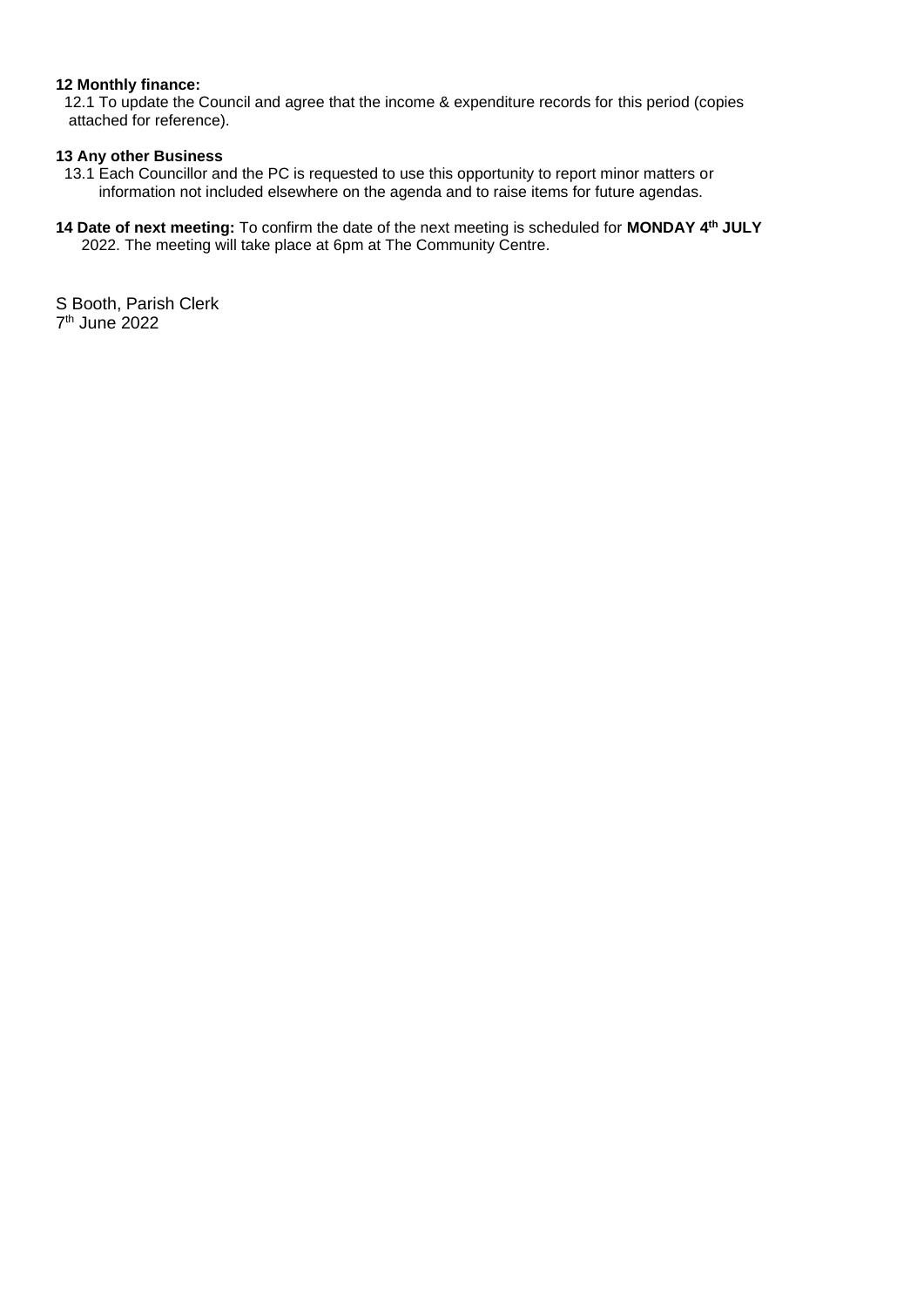**12 Monthly finance:**

12.1 To update the Council and agree that the income & expenditure records for this period (copies attached for reference).

**13 Any other Business**

13.1 Each Councillor and the PC is requested to use this opportunity to report minor matters or information not included elsewhere on the agenda and to raise items for future agendas.

**14 Date of next meeting:** To confirm the date of the next meeting is scheduled for **MONDAY 4th JULY** 2022. The meeting will take place at 6pm at The Community Centre.

S Booth, Parish Clerk
7th June 2022